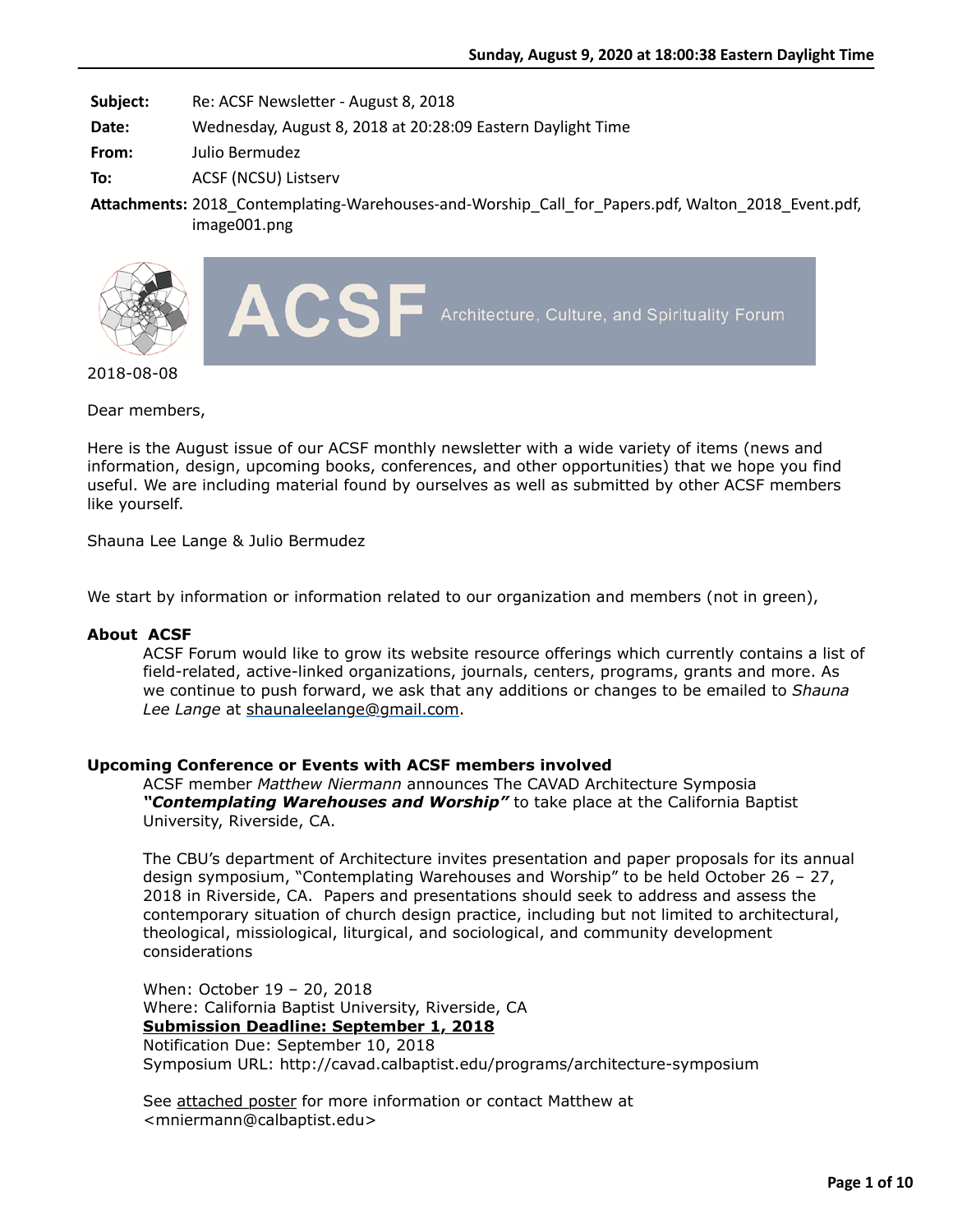**Subject:** Re: ACSF Newsletter - August 8, 2018

**Date:** Wednesday, August 8, 2018 at 20:28:09 Eastern Daylight Time

**From:** Julio Bermudez

**To:** ACSF (NCSU) Listserv

**Attachments:** 2018_Contemplating-Warehouses-and-Worship_Call_for_Papers.pdf, Walton_2018_Event.pdf, image001.png

ACSF Architecture, Culture, and Spirituality Forum

2018-08-08

Dear members,

Here is the August issue of our ACSF monthly newsletter with a wide variety of items (news and information, design, upcoming books, conferences, and other opportunities) that we hope you find useful. We are including material found by ourselves as well as submitted by other ACSF members like yourself.

Shauna Lee Lange & Julio Bermudez

We start by information or information related to our organization and members (not in green),

**About ACSF**

ACSF Forum would like to grow its website resource offerings which currently contains a list of field-related, active-linked organizations, journals, centers, programs, grants and more. As we continue to push forward, we ask that any additions or changes to be emailed to *Shauna Lee Lange* at shaunaleelange@gmail.com.

**Upcoming Conference or Events with ACSF members involved**

ACSF member *Matthew Niermann* announces The CAVAD Architecture Symposia ***"Contemplating Warehouses and Worship"*** to take place at the California Baptist University, Riverside, CA.

The CBU's department of Architecture invites presentation and paper proposals for its annual design symposium, "Contemplating Warehouses and Worship" to be held October 26 – 27, 2018 in Riverside, CA. Papers and presentations should seek to address and assess the contemporary situation of church design practice, including but not limited to architectural, theological, missiological, liturgical, and sociological, and community development considerations

When: October 19 – 20, 2018  
Where: California Baptist University, Riverside, CA  
**Submission Deadline: September 1, 2018**  
Notification Due: September 10, 2018  
Symposium URL: http://cavad.calbaptist.edu/programs/architecture-symposium

See attached poster for more information or contact Matthew at <mniermann@calbaptist.edu>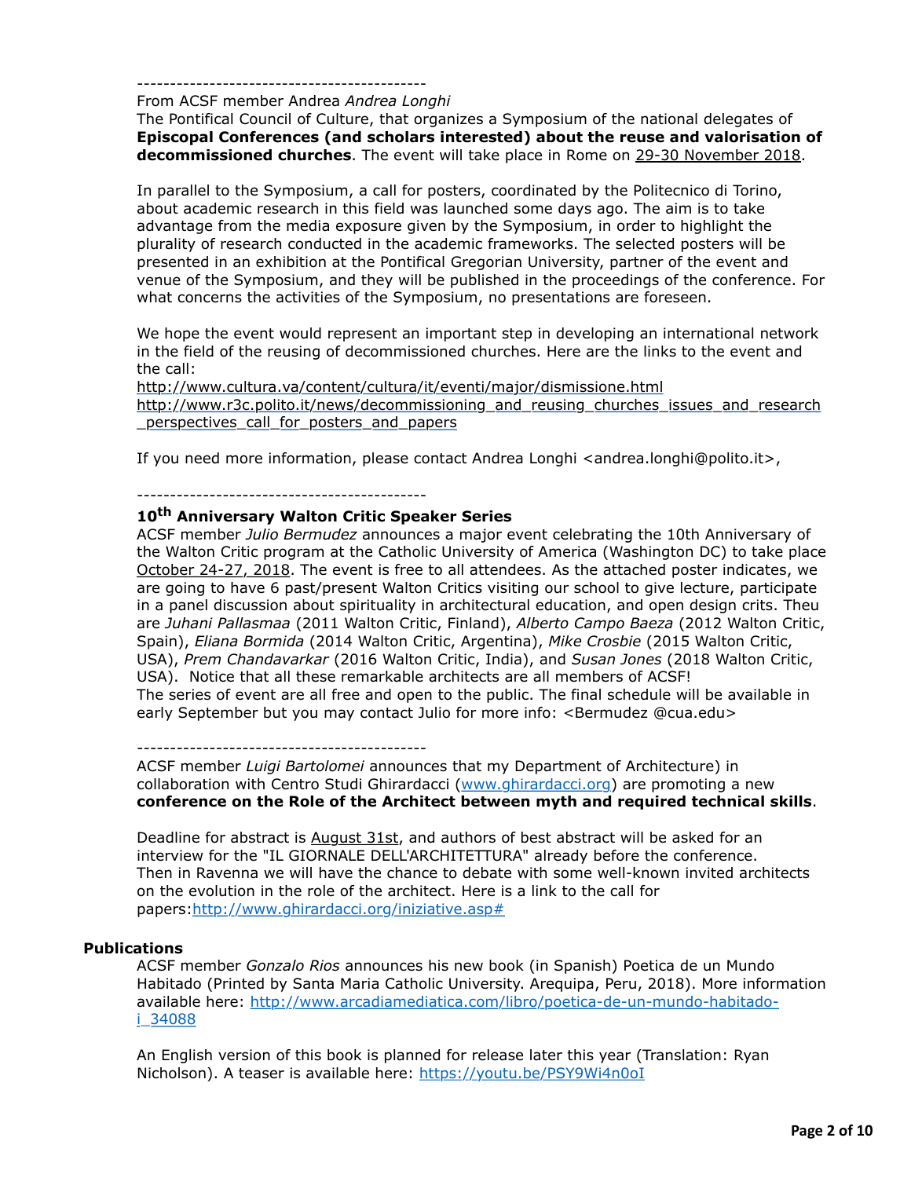--------------------------------------------

From ACSF member Andrea *Andrea Longhi*

The Pontifical Council of Culture, that organizes a Symposium of the national delegates of **Episcopal Conferences (and scholars interested) about the reuse and valorisation of decommissioned churches**. The event will take place in Rome on 29-30 November 2018.

In parallel to the Symposium, a call for posters, coordinated by the Politecnico di Torino, about academic research in this field was launched some days ago. The aim is to take advantage from the media exposure given by the Symposium, in order to highlight the plurality of research conducted in the academic frameworks. The selected posters will be presented in an exhibition at the Pontifical Gregorian University, partner of the event and venue of the Symposium, and they will be published in the proceedings of the conference. For what concerns the activities of the Symposium, no presentations are foreseen.

We hope the event would represent an important step in developing an international network in the field of the reusing of decommissioned churches. Here are the links to the event and the call:

http://www.cultura.va/content/cultura/it/eventi/major/dismissione.html
http://www.r3c.polito.it/news/decommissioning_and_reusing_churches_issues_and_research_perspectives_call_for_posters_and_papers

If you need more information, please contact Andrea Longhi <andrea.longhi@polito.it>,

--------------------------------------------

**10th Anniversary Walton Critic Speaker Series**

ACSF member *Julio Bermudez* announces a major event celebrating the 10th Anniversary of the Walton Critic program at the Catholic University of America (Washington DC) to take place October 24-27, 2018. The event is free to all attendees. As the attached poster indicates, we are going to have 6 past/present Walton Critics visiting our school to give lecture, participate in a panel discussion about spirituality in architectural education, and open design crits. Theu are *Juhani Pallasmaa* (2011 Walton Critic, Finland), *Alberto Campo Baeza* (2012 Walton Critic, Spain), *Eliana Bormida* (2014 Walton Critic, Argentina), *Mike Crosbie* (2015 Walton Critic, USA), *Prem Chandavarkar* (2016 Walton Critic, India), and *Susan Jones* (2018 Walton Critic, USA). Notice that all these remarkable architects are all members of ACSF!
The series of event are all free and open to the public. The final schedule will be available in early September but you may contact Julio for more info: <Bermudez @cua.edu>

--------------------------------------------

ACSF member *Luigi Bartolomei* announces that my Department of Architecture) in collaboration with Centro Studi Ghirardacci (www.ghirardacci.org) are promoting a new **conference on the Role of the Architect between myth and required technical skills**.

Deadline for abstract is August 31st, and authors of best abstract will be asked for an interview for the "IL GIORNALE DELL'ARCHITETTURA" already before the conference.
Then in Ravenna we will have the chance to debate with some well-known invited architects on the evolution in the role of the architect. Here is a link to the call for papers:http://www.ghirardacci.org/iniziative.asp#

## Publications

ACSF member *Gonzalo Rios* announces his new book (in Spanish) Poetica de un Mundo Habitado (Printed by Santa Maria Catholic University. Arequipa, Peru, 2018). More information available here: http://www.arcadiamediatica.com/libro/poetica-de-un-mundo-habitado-i_34088

An English version of this book is planned for release later this year (Translation: Ryan Nicholson). A teaser is available here: https://youtu.be/PSY9Wi4n0oI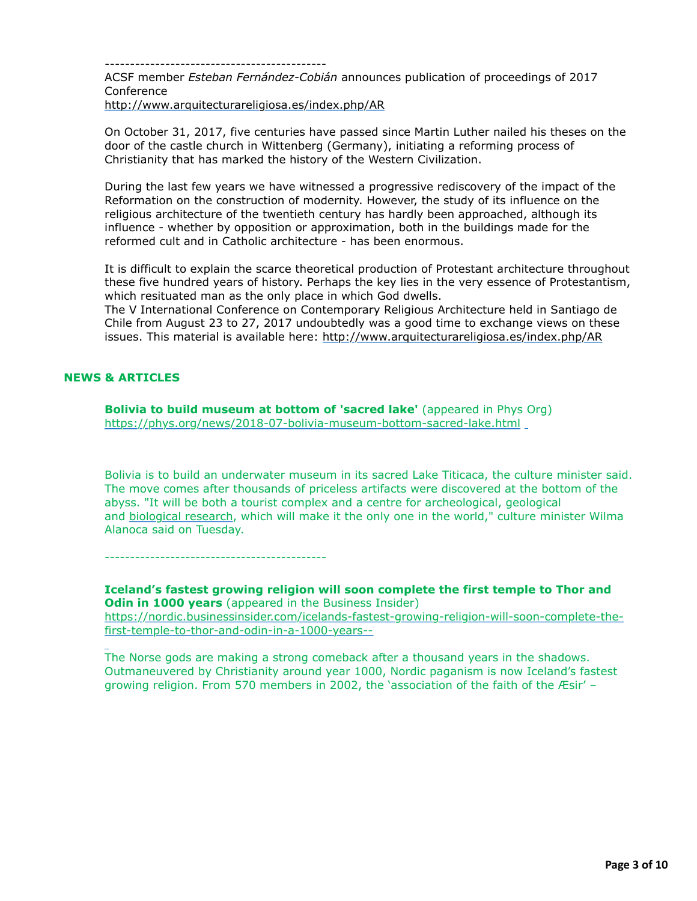--------------------------------------------

ACSF member *Esteban Fernández-Cobián* announces publication of proceedings of 2017 Conference
http://www.arquitecturareligiosa.es/index.php/AR

On October 31, 2017, five centuries have passed since Martin Luther nailed his theses on the door of the castle church in Wittenberg (Germany), initiating a reforming process of Christianity that has marked the history of the Western Civilization.

During the last few years we have witnessed a progressive rediscovery of the impact of the Reformation on the construction of modernity. However, the study of its influence on the religious architecture of the twentieth century has hardly been approached, although its influence - whether by opposition or approximation, both in the buildings made for the reformed cult and in Catholic architecture - has been enormous.

It is difficult to explain the scarce theoretical production of Protestant architecture throughout these five hundred years of history. Perhaps the key lies in the very essence of Protestantism, which resituated man as the only place in which God dwells.
The V International Conference on Contemporary Religious Architecture held in Santiago de Chile from August 23 to 27, 2017 undoubtedly was a good time to exchange views on these issues. This material is available here: http://www.arquitecturareligiosa.es/index.php/AR

## NEWS & ARTICLES

**Bolivia to build museum at bottom of 'sacred lake'** (appeared in Phys Org)
https://phys.org/news/2018-07-bolivia-museum-bottom-sacred-lake.html

Bolivia is to build an underwater museum in its sacred Lake Titicaca, the culture minister said. The move comes after thousands of priceless artifacts were discovered at the bottom of the abyss. "It will be both a tourist complex and a centre for archeological, geological and biological research, which will make it the only one in the world," culture minister Wilma Alanoca said on Tuesday.

--------------------------------------------

**Iceland's fastest growing religion will soon complete the first temple to Thor and Odin in 1000 years** (appeared in the Business Insider)
https://nordic.businessinsider.com/icelands-fastest-growing-religion-will-soon-complete-the-first-temple-to-thor-and-odin-in-a-1000-years--

The Norse gods are making a strong comeback after a thousand years in the shadows. Outmaneuvered by Christianity around year 1000, Nordic paganism is now Iceland's fastest growing religion. From 570 members in 2002, the 'association of the faith of the Æsir' –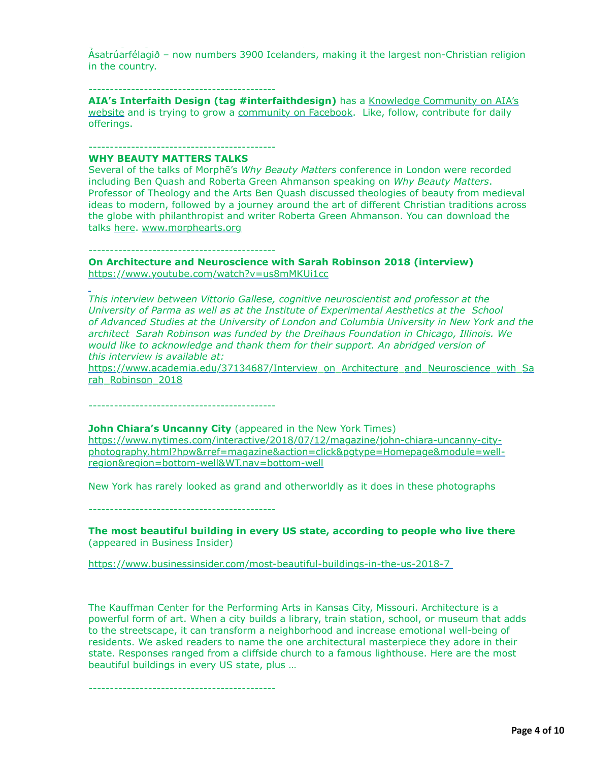Ásatrúarfélagið – now numbers 3900 Icelanders, making it the largest non-Christian religion in the country.

-------------------------------------------

**AIA's Interfaith Design (tag #interfaithdesign)** has a Knowledge Community on AIA's website and is trying to grow a community on Facebook. Like, follow, contribute for daily offerings.

-------------------------------------------

**WHY BEAUTY MATTERS TALKS**

Several of the talks of Morphē's *Why Beauty Matters* conference in London were recorded including Ben Quash and Roberta Green Ahmanson speaking on *Why Beauty Matters*. Professor of Theology and the Arts Ben Quash discussed theologies of beauty from medieval ideas to modern, followed by a journey around the art of different Christian traditions across the globe with philanthropist and writer Roberta Green Ahmanson. You can download the talks here. www.morphearts.org

-------------------------------------------

**On Architecture and Neuroscience with Sarah Robinson 2018 (interview)**

https://www.youtube.com/watch?v=us8mMKUi1cc

*This interview between Vittorio Gallese, cognitive neuroscientist and professor at the University of Parma as well as at the Institute of Experimental Aesthetics at the School of Advanced Studies at the University of London and Columbia University in New York and the architect Sarah Robinson was funded by the Dreihaus Foundation in Chicago, Illinois. We would like to acknowledge and thank them for their support. An abridged version of this interview is available at:*

https://www.academia.edu/37134687/Interview_on_Architecture_and_Neuroscience_with_Sarah_Robinson_2018

-------------------------------------------

**John Chiara's Uncanny City** (appeared in the New York Times)

https://www.nytimes.com/interactive/2018/07/12/magazine/john-chiara-uncanny-city-photography.html?hpw&rref=magazine&action=click&pgtype=Homepage&module=well-region&region=bottom-well&WT.nav=bottom-well

New York has rarely looked as grand and otherworldly as it does in these photographs

-------------------------------------------

**The most beautiful building in every US state, according to people who live there** (appeared in Business Insider)

https://www.businessinsider.com/most-beautiful-buildings-in-the-us-2018-7

The Kauffman Center for the Performing Arts in Kansas City, Missouri. Architecture is a powerful form of art. When a city builds a library, train station, school, or museum that adds to the streetscape, it can transform a neighborhood and increase emotional well-being of residents. We asked readers to name the one architectural masterpiece they adore in their state. Responses ranged from a cliffside church to a famous lighthouse. Here are the most beautiful buildings in every US state, plus …

-------------------------------------------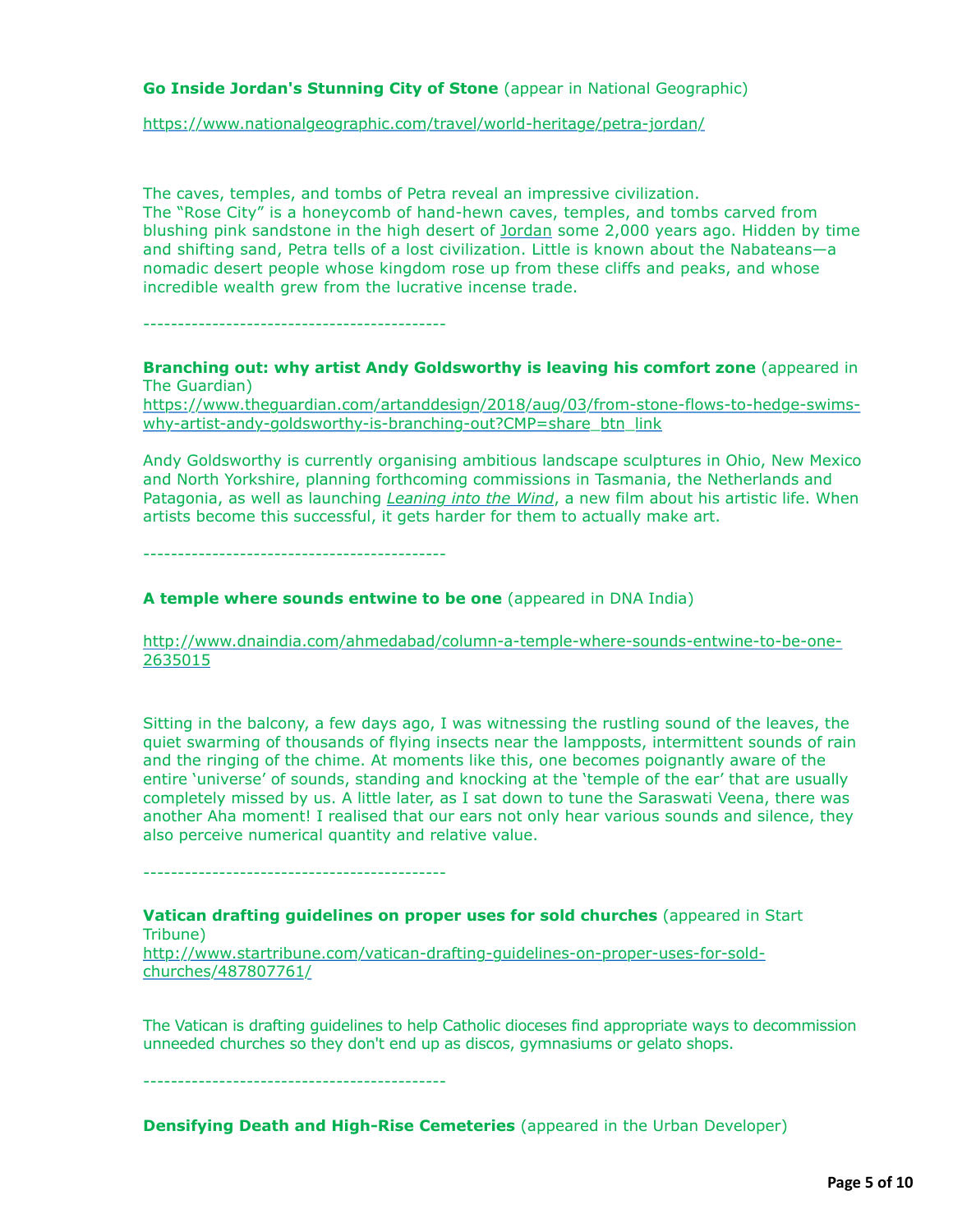**Go Inside Jordan's Stunning City of Stone** (appear in National Geographic)

https://www.nationalgeographic.com/travel/world-heritage/petra-jordan/

The caves, temples, and tombs of Petra reveal an impressive civilization.
The "Rose City" is a honeycomb of hand-hewn caves, temples, and tombs carved from blushing pink sandstone in the high desert of Jordan some 2,000 years ago. Hidden by time and shifting sand, Petra tells of a lost civilization. Little is known about the Nabateans—a nomadic desert people whose kingdom rose up from these cliffs and peaks, and whose incredible wealth grew from the lucrative incense trade.

--------------------------------------------

**Branching out: why artist Andy Goldsworthy is leaving his comfort zone** (appeared in The Guardian)
https://www.theguardian.com/artanddesign/2018/aug/03/from-stone-flows-to-hedge-swims-why-artist-andy-goldsworthy-is-branching-out?CMP=share_btn_link

Andy Goldsworthy is currently organising ambitious landscape sculptures in Ohio, New Mexico and North Yorkshire, planning forthcoming commissions in Tasmania, the Netherlands and Patagonia, as well as launching *Leaning into the Wind*, a new film about his artistic life. When artists become this successful, it gets harder for them to actually make art.

--------------------------------------------

**A temple where sounds entwine to be one** (appeared in DNA India)

http://www.dnaindia.com/ahmedabad/column-a-temple-where-sounds-entwine-to-be-one-2635015

Sitting in the balcony, a few days ago, I was witnessing the rustling sound of the leaves, the quiet swarming of thousands of flying insects near the lampposts, intermittent sounds of rain and the ringing of the chime. At moments like this, one becomes poignantly aware of the entire 'universe' of sounds, standing and knocking at the 'temple of the ear' that are usually completely missed by us. A little later, as I sat down to tune the Saraswati Veena, there was another Aha moment! I realised that our ears not only hear various sounds and silence, they also perceive numerical quantity and relative value.

--------------------------------------------

**Vatican drafting guidelines on proper uses for sold churches** (appeared in Start Tribune)
http://www.startribune.com/vatican-drafting-guidelines-on-proper-uses-for-sold-churches/487807761/

The Vatican is drafting guidelines to help Catholic dioceses find appropriate ways to decommission unneeded churches so they don't end up as discos, gymnasiums or gelato shops.

--------------------------------------------

**Densifying Death and High-Rise Cemeteries** (appeared in the Urban Developer)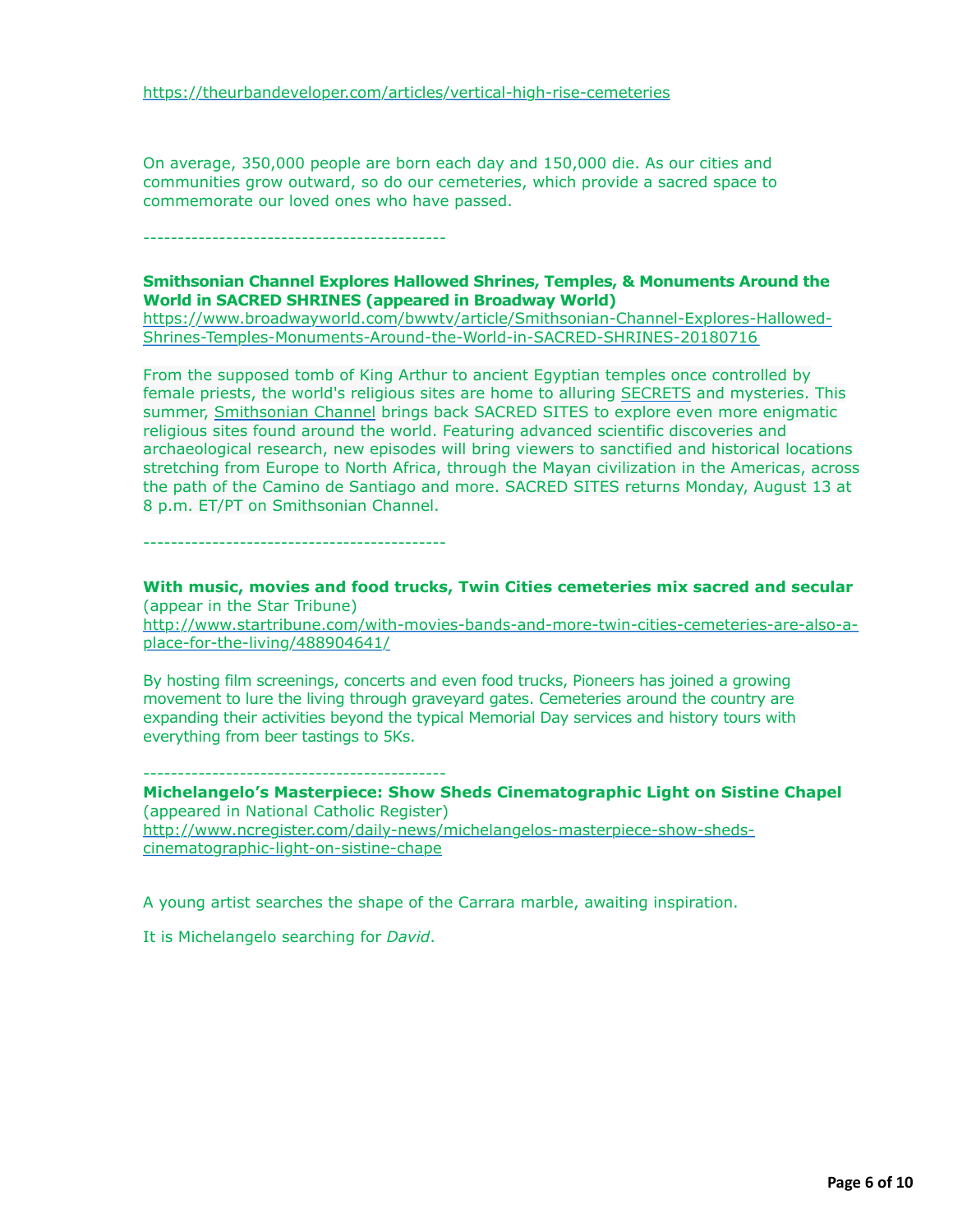https://theurbandeveloper.com/articles/vertical-high-rise-cemeteries

On average, 350,000 people are born each day and 150,000 die. As our cities and communities grow outward, so do our cemeteries, which provide a sacred space to commemorate our loved ones who have passed.

--------------------------------------------

**Smithsonian Channel Explores Hallowed Shrines, Temples, & Monuments Around the World in SACRED SHRINES (appeared in Broadway World)**
https://www.broadwayworld.com/bwwtv/article/Smithsonian-Channel-Explores-Hallowed-Shrines-Temples-Monuments-Around-the-World-in-SACRED-SHRINES-20180716

From the supposed tomb of King Arthur to ancient Egyptian temples once controlled by female priests, the world's religious sites are home to alluring SECRETS and mysteries. This summer, Smithsonian Channel brings back SACRED SITES to explore even more enigmatic religious sites found around the world. Featuring advanced scientific discoveries and archaeological research, new episodes will bring viewers to sanctified and historical locations stretching from Europe to North Africa, through the Mayan civilization in the Americas, across the path of the Camino de Santiago and more. SACRED SITES returns Monday, August 13 at 8 p.m. ET/PT on Smithsonian Channel.

--------------------------------------------

**With music, movies and food trucks, Twin Cities cemeteries mix sacred and secular** (appear in the Star Tribune)
http://www.startribune.com/with-movies-bands-and-more-twin-cities-cemeteries-are-also-a-place-for-the-living/488904641/

By hosting film screenings, concerts and even food trucks, Pioneers has joined a growing movement to lure the living through graveyard gates. Cemeteries around the country are expanding their activities beyond the typical Memorial Day services and history tours with everything from beer tastings to 5Ks.

--------------------------------------------

**Michelangelo's Masterpiece: Show Sheds Cinematographic Light on Sistine Chapel** (appeared in National Catholic Register)
http://www.ncregister.com/daily-news/michelangelos-masterpiece-show-sheds-cinematographic-light-on-sistine-chape

A young artist searches the shape of the Carrara marble, awaiting inspiration.

It is Michelangelo searching for *David*.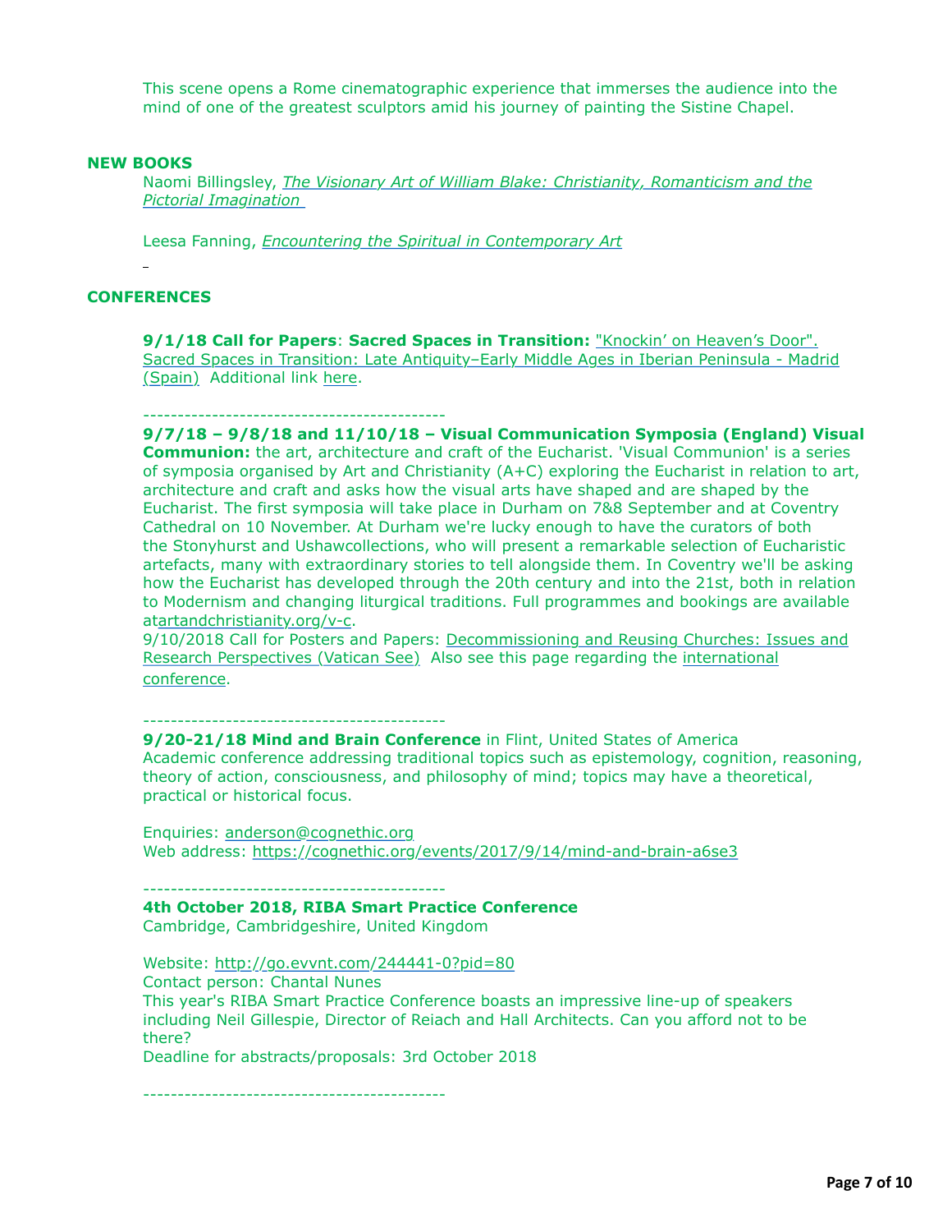This scene opens a Rome cinematographic experience that immerses the audience into the mind of one of the greatest sculptors amid his journey of painting the Sistine Chapel.

## NEW BOOKS

Naomi Billingsley, *The Visionary Art of William Blake: Christianity, Romanticism and the Pictorial Imagination*

Leesa Fanning, *Encountering the Spiritual in Contemporary Art*

## CONFERENCES

**9/1/18 Call for Papers**: **Sacred Spaces in Transition:** "Knockin' on Heaven's Door". Sacred Spaces in Transition: Late Antiquity–Early Middle Ages in Iberian Peninsula - Madrid (Spain) Additional link here.

--------------------------------------------

**9/7/18 – 9/8/18 and 11/10/18 – Visual Communication Symposia (England) Visual Communion:** the art, architecture and craft of the Eucharist. 'Visual Communion' is a series of symposia organised by Art and Christianity (A+C) exploring the Eucharist in relation to art, architecture and craft and asks how the visual arts have shaped and are shaped by the Eucharist. The first symposia will take place in Durham on 7&8 September and at Coventry Cathedral on 10 November. At Durham we're lucky enough to have the curators of both the Stonyhurst and Ushawcollections, who will present a remarkable selection of Eucharistic artefacts, many with extraordinary stories to tell alongside them. In Coventry we'll be asking how the Eucharist has developed through the 20th century and into the 21st, both in relation to Modernism and changing liturgical traditions. Full programmes and bookings are available atartandchristianity.org/v-c.

9/10/2018 Call for Posters and Papers: Decommissioning and Reusing Churches: Issues and Research Perspectives (Vatican See) Also see this page regarding the international conference.

--------------------------------------------

**9/20-21/18 Mind and Brain Conference** in Flint, United States of America

Academic conference addressing traditional topics such as epistemology, cognition, reasoning, theory of action, consciousness, and philosophy of mind; topics may have a theoretical, practical or historical focus.

Enquiries: anderson@cognethic.org

Web address: https://cognethic.org/events/2017/9/14/mind-and-brain-a6se3

--------------------------------------------

**4th October 2018, RIBA Smart Practice Conference**

Cambridge, Cambridgeshire, United Kingdom

Website: http://go.evvnt.com/244441-0?pid=80

Contact person: Chantal Nunes

This year's RIBA Smart Practice Conference boasts an impressive line-up of speakers including Neil Gillespie, Director of Reiach and Hall Architects. Can you afford not to be there?

Deadline for abstracts/proposals: 3rd October 2018

--------------------------------------------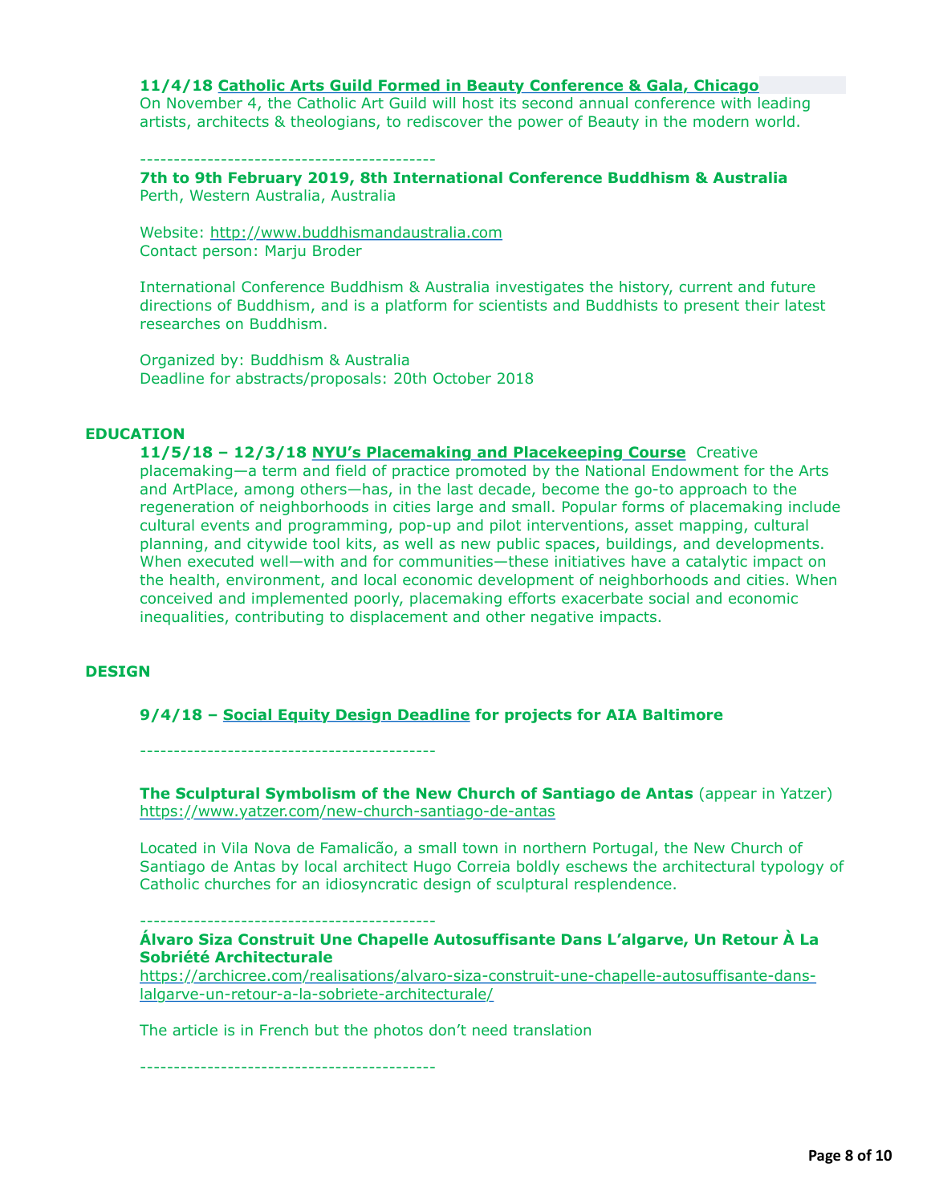**11/4/18 Catholic Arts Guild Formed in Beauty Conference & Gala, Chicago**
On November 4, the Catholic Art Guild will host its second annual conference with leading artists, architects & theologians, to rediscover the power of Beauty in the modern world.

--------------------------------------------

**7th to 9th February 2019, 8th International Conference Buddhism & Australia**
Perth, Western Australia, Australia

Website: http://www.buddhismandaustralia.com
Contact person: Marju Broder

International Conference Buddhism & Australia investigates the history, current and future directions of Buddhism, and is a platform for scientists and Buddhists to present their latest researches on Buddhism.

Organized by: Buddhism & Australia
Deadline for abstracts/proposals: 20th October 2018

## EDUCATION

**11/5/18 – 12/3/18 NYU's Placemaking and Placekeeping Course** Creative placemaking—a term and field of practice promoted by the National Endowment for the Arts and ArtPlace, among others—has, in the last decade, become the go-to approach to the regeneration of neighborhoods in cities large and small. Popular forms of placemaking include cultural events and programming, pop-up and pilot interventions, asset mapping, cultural planning, and citywide tool kits, as well as new public spaces, buildings, and developments. When executed well—with and for communities—these initiatives have a catalytic impact on the health, environment, and local economic development of neighborhoods and cities. When conceived and implemented poorly, placemaking efforts exacerbate social and economic inequalities, contributing to displacement and other negative impacts.

## DESIGN

**9/4/18 – Social Equity Design Deadline for projects for AIA Baltimore**

--------------------------------------------

**The Sculptural Symbolism of the New Church of Santiago de Antas** (appear in Yatzer)
https://www.yatzer.com/new-church-santiago-de-antas

Located in Vila Nova de Famalicão, a small town in northern Portugal, the New Church of Santiago de Antas by local architect Hugo Correia boldly eschews the architectural typology of Catholic churches for an idiosyncratic design of sculptural resplendence.

--------------------------------------------

**Álvaro Siza Construit Une Chapelle Autosuffisante Dans L'algarve, Un Retour À La Sobriété Architecturale**
https://archicree.com/realisations/alvaro-siza-construit-une-chapelle-autosuffisante-dans-lalgarve-un-retour-a-la-sobriete-architecturale/

The article is in French but the photos don't need translation

--------------------------------------------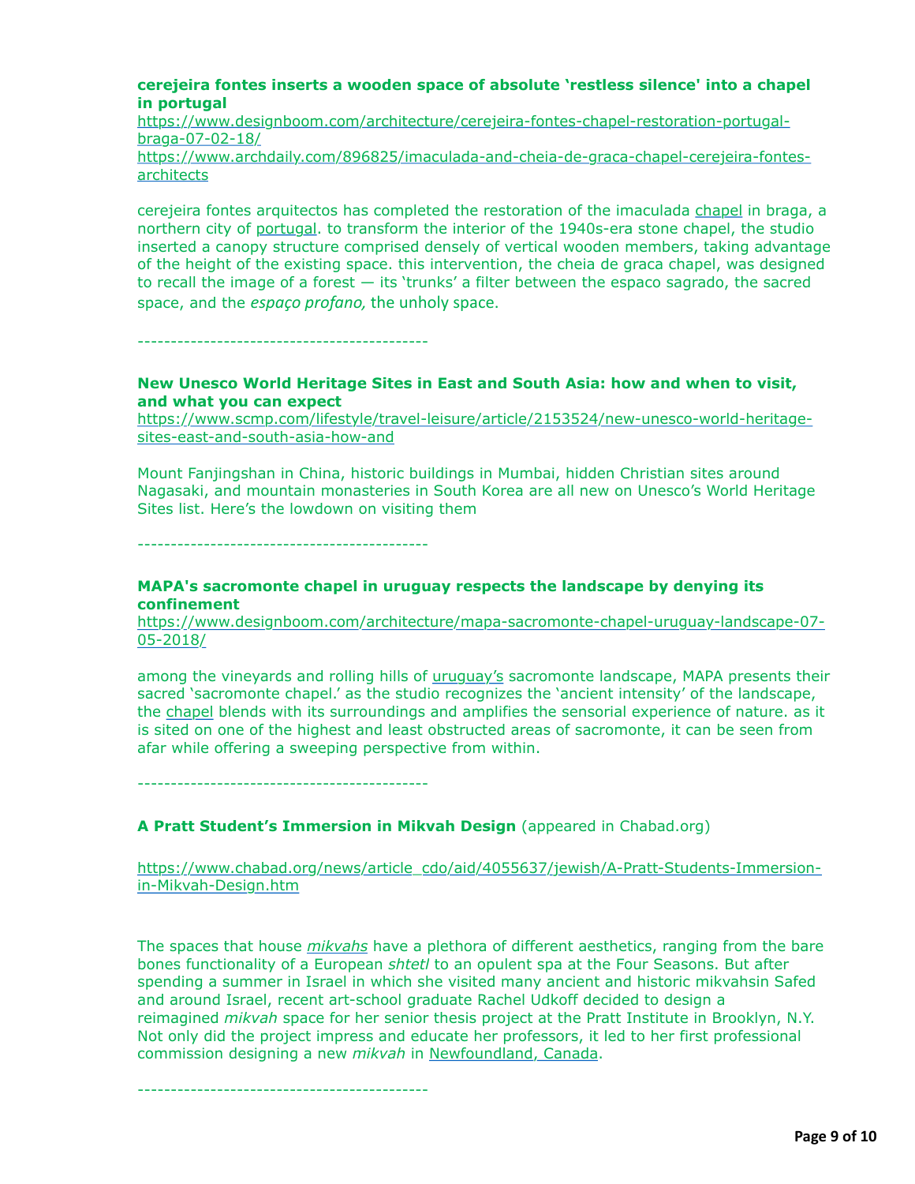**cerejeira fontes inserts a wooden space of absolute 'restless silence' into a chapel in portugal**

https://www.designboom.com/architecture/cerejeira-fontes-chapel-restoration-portugal-braga-07-02-18/

https://www.archdaily.com/896825/imaculada-and-cheia-de-graca-chapel-cerejeira-fontes-architects

cerejeira fontes arquitectos has completed the restoration of the imaculada chapel in braga, a northern city of portugal. to transform the interior of the 1940s-era stone chapel, the studio inserted a canopy structure comprised densely of vertical wooden members, taking advantage of the height of the existing space. this intervention, the cheia de graca chapel, was designed to recall the image of a forest — its 'trunks' a filter between the espaco sagrado, the sacred space, and the *espaço profano,* the unholy space.

-------------------------------------------

**New Unesco World Heritage Sites in East and South Asia: how and when to visit, and what you can expect**

https://www.scmp.com/lifestyle/travel-leisure/article/2153524/new-unesco-world-heritage-sites-east-and-south-asia-how-and

Mount Fanjingshan in China, historic buildings in Mumbai, hidden Christian sites around Nagasaki, and mountain monasteries in South Korea are all new on Unesco's World Heritage Sites list. Here's the lowdown on visiting them

-------------------------------------------

**MAPA's sacromonte chapel in uruguay respects the landscape by denying its confinement**

https://www.designboom.com/architecture/mapa-sacromonte-chapel-uruguay-landscape-07-05-2018/

among the vineyards and rolling hills of uruguay's sacromonte landscape, MAPA presents their sacred 'sacromonte chapel.' as the studio recognizes the 'ancient intensity' of the landscape, the chapel blends with its surroundings and amplifies the sensorial experience of nature. as it is sited on one of the highest and least obstructed areas of sacromonte, it can be seen from afar while offering a sweeping perspective from within.

-------------------------------------------

**A Pratt Student's Immersion in Mikvah Design** (appeared in Chabad.org)

https://www.chabad.org/news/article_cdo/aid/4055637/jewish/A-Pratt-Students-Immersion-in-Mikvah-Design.htm

The spaces that house *mikvahs* have a plethora of different aesthetics, ranging from the bare bones functionality of a European *shtetl* to an opulent spa at the Four Seasons. But after spending a summer in Israel in which she visited many ancient and historic mikvahsin Safed and around Israel, recent art-school graduate Rachel Udkoff decided to design a reimagined *mikvah* space for her senior thesis project at the Pratt Institute in Brooklyn, N.Y. Not only did the project impress and educate her professors, it led to her first professional commission designing a new *mikvah* in Newfoundland, Canada.

-------------------------------------------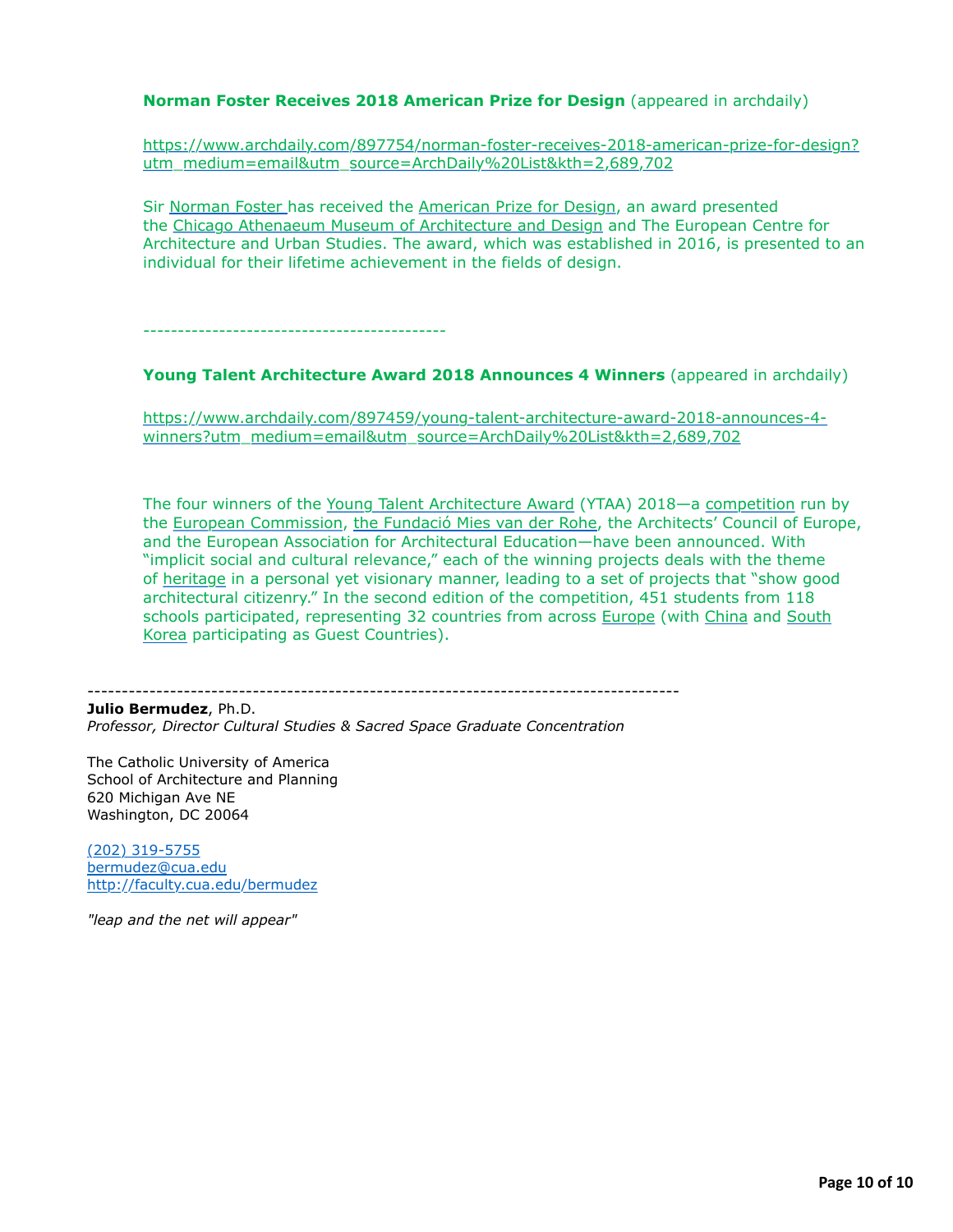**Norman Foster Receives 2018 American Prize for Design** (appeared in archdaily)

https://www.archdaily.com/897754/norman-foster-receives-2018-american-prize-for-design?utm_medium=email&utm_source=ArchDaily%20List&kth=2,689,702

Sir Norman Foster has received the American Prize for Design, an award presented the Chicago Athenaeum Museum of Architecture and Design and The European Centre for Architecture and Urban Studies. The award, which was established in 2016, is presented to an individual for their lifetime achievement in the fields of design.

-------------------------------------------

**Young Talent Architecture Award 2018 Announces 4 Winners** (appeared in archdaily)

https://www.archdaily.com/897459/young-talent-architecture-award-2018-announces-4-winners?utm_medium=email&utm_source=ArchDaily%20List&kth=2,689,702

The four winners of the Young Talent Architecture Award (YTAA) 2018—a competition run by the European Commission, the Fundació Mies van der Rohe, the Architects' Council of Europe, and the European Association for Architectural Education—have been announced. With "implicit social and cultural relevance," each of the winning projects deals with the theme of heritage in a personal yet visionary manner, leading to a set of projects that "show good architectural citizenry." In the second edition of the competition, 451 students from 118 schools participated, representing 32 countries from across Europe (with China and South Korea participating as Guest Countries).

-----------------------------------------------------------------------------------

**Julio Bermudez**, Ph.D.
*Professor, Director Cultural Studies & Sacred Space Graduate Concentration*

The Catholic University of America
School of Architecture and Planning
620 Michigan Ave NE
Washington, DC 20064

(202) 319-5755
bermudez@cua.edu
http://faculty.cua.edu/bermudez

*"leap and the net will appear"*